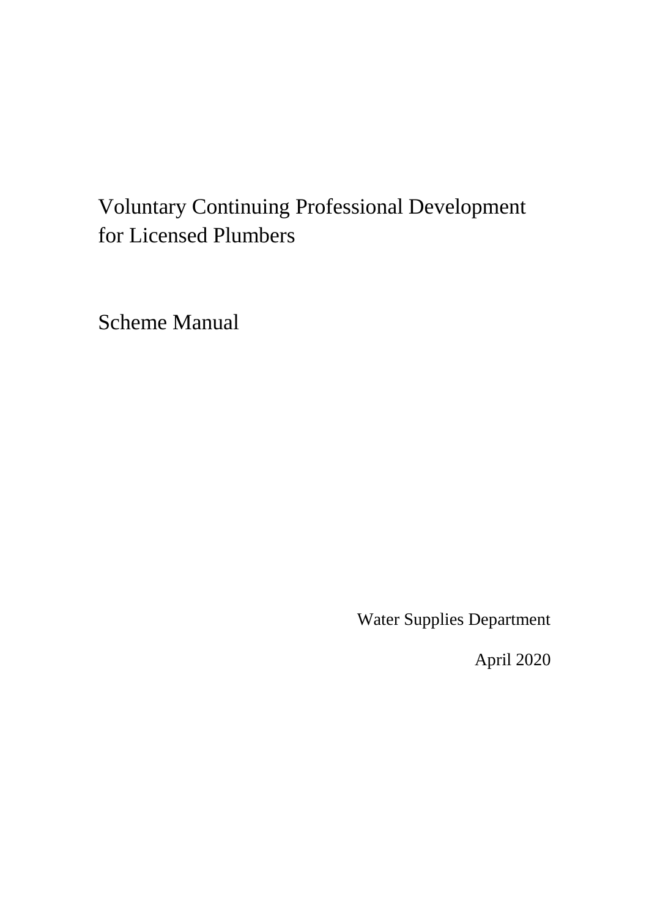# Voluntary Continuing Professional Development for Licensed Plumbers

## Scheme Manual

Water Supplies Department

April 2020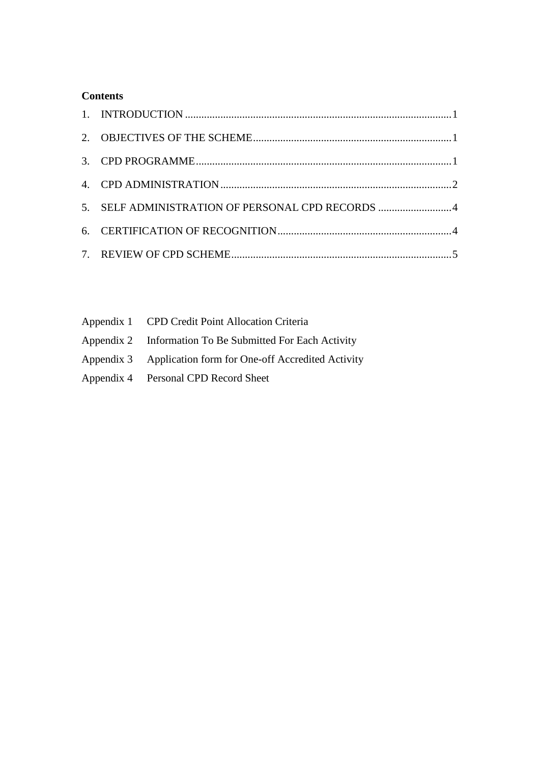**Contents**

1. INTRODUCTION ....................................................................................................1
2. OBJECTIVES OF THE SCHEME..........................................................................1
3. CPD PROGRAMME...............................................................................................1
4. CPD ADMINISTRATION.......................................................................................2
5. SELF ADMINISTRATION OF PERSONAL CPD RECORDS ............................4
6. CERTIFICATION OF RECOGNITION..................................................................4
7. REVIEW OF CPD SCHEME...................................................................................5

Appendix 1 CPD Credit Point Allocation Criteria

Appendix 2 Information To Be Submitted For Each Activity

Appendix 3 Application form for One-off Accredited Activity

Appendix 4 Personal CPD Record Sheet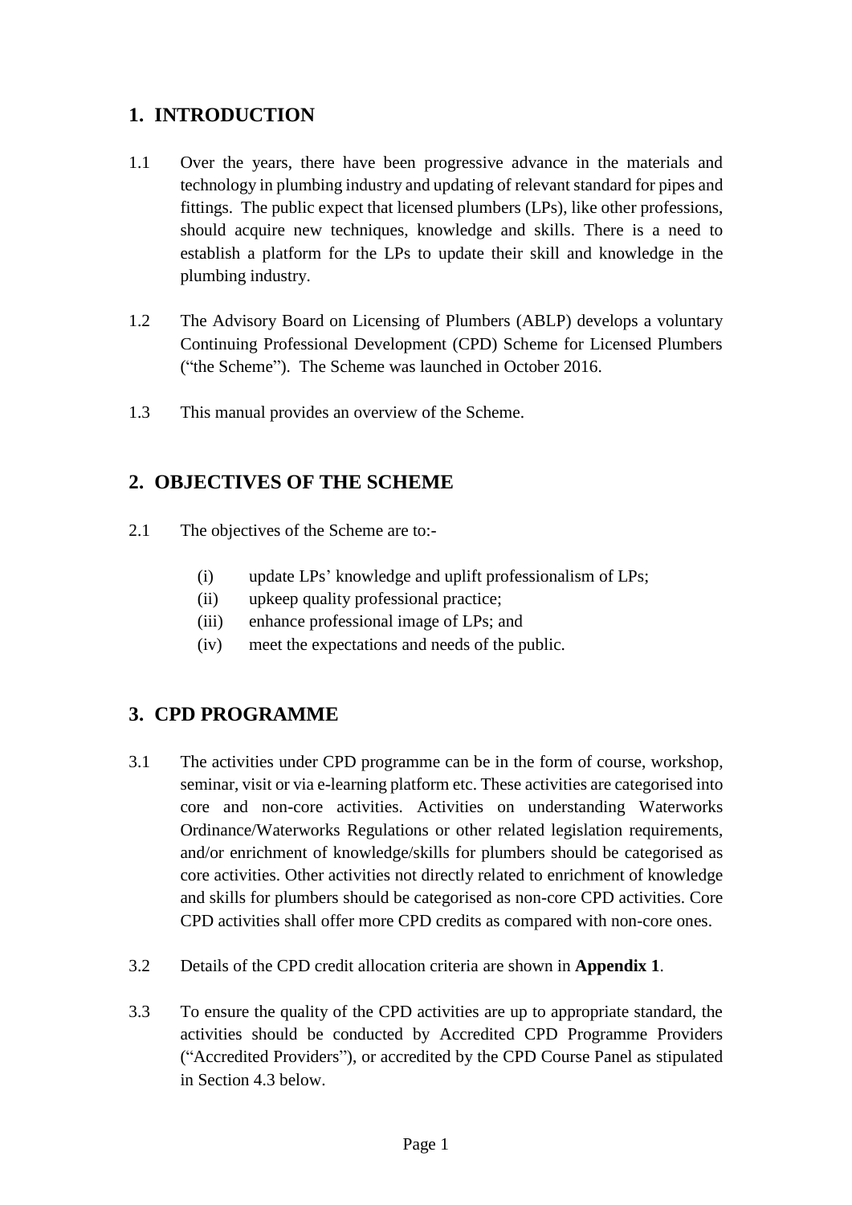## 1. INTRODUCTION

1.1 Over the years, there have been progressive advance in the materials and technology in plumbing industry and updating of relevant standard for pipes and fittings. The public expect that licensed plumbers (LPs), like other professions, should acquire new techniques, knowledge and skills. There is a need to establish a platform for the LPs to update their skill and knowledge in the plumbing industry.

1.2 The Advisory Board on Licensing of Plumbers (ABLP) develops a voluntary Continuing Professional Development (CPD) Scheme for Licensed Plumbers ("the Scheme"). The Scheme was launched in October 2016.

1.3 This manual provides an overview of the Scheme.

## 2. OBJECTIVES OF THE SCHEME

2.1 The objectives of the Scheme are to:-

(i) update LPs' knowledge and uplift professionalism of LPs;
(ii) upkeep quality professional practice;
(iii) enhance professional image of LPs; and
(iv) meet the expectations and needs of the public.

## 3. CPD PROGRAMME

3.1 The activities under CPD programme can be in the form of course, workshop, seminar, visit or via e-learning platform etc. These activities are categorised into core and non-core activities. Activities on understanding Waterworks Ordinance/Waterworks Regulations or other related legislation requirements, and/or enrichment of knowledge/skills for plumbers should be categorised as core activities. Other activities not directly related to enrichment of knowledge and skills for plumbers should be categorised as non-core CPD activities. Core CPD activities shall offer more CPD credits as compared with non-core ones.

3.2 Details of the CPD credit allocation criteria are shown in **Appendix 1**.

3.3 To ensure the quality of the CPD activities are up to appropriate standard, the activities should be conducted by Accredited CPD Programme Providers ("Accredited Providers"), or accredited by the CPD Course Panel as stipulated in Section 4.3 below.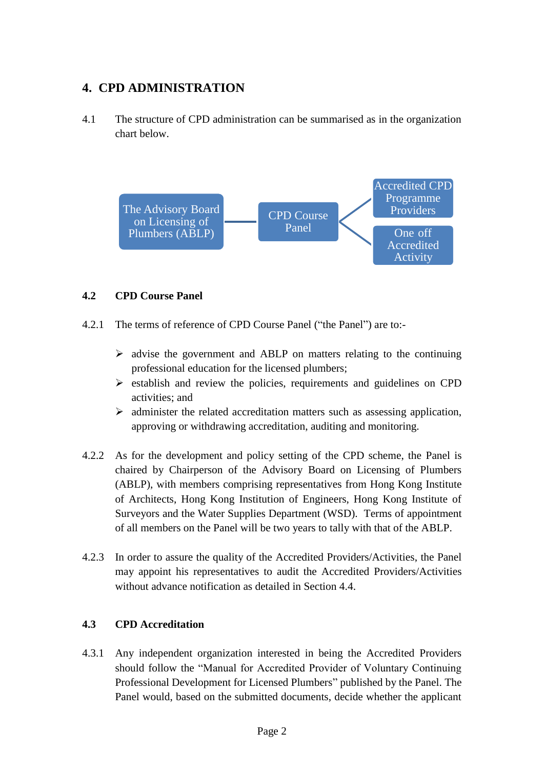# 4. CPD ADMINISTRATION

4.1 The structure of CPD administration can be summarised as in the organization chart below.

The Advisory Board on Licensing of Plumbers (ABLP) — CPD Course Panel — Accredited CPD Programme Providers / One off Accredited Activity

## 4.2 CPD Course Panel

4.2.1 The terms of reference of CPD Course Panel ("the Panel") are to:-

- advise the government and ABLP on matters relating to the continuing professional education for the licensed plumbers;
- establish and review the policies, requirements and guidelines on CPD activities; and
- administer the related accreditation matters such as assessing application, approving or withdrawing accreditation, auditing and monitoring.

4.2.2 As for the development and policy setting of the CPD scheme, the Panel is chaired by Chairperson of the Advisory Board on Licensing of Plumbers (ABLP), with members comprising representatives from Hong Kong Institute of Architects, Hong Kong Institution of Engineers, Hong Kong Institute of Surveyors and the Water Supplies Department (WSD). Terms of appointment of all members on the Panel will be two years to tally with that of the ABLP.

4.2.3 In order to assure the quality of the Accredited Providers/Activities, the Panel may appoint his representatives to audit the Accredited Providers/Activities without advance notification as detailed in Section 4.4.

## 4.3 CPD Accreditation

4.3.1 Any independent organization interested in being the Accredited Providers should follow the "Manual for Accredited Provider of Voluntary Continuing Professional Development for Licensed Plumbers" published by the Panel. The Panel would, based on the submitted documents, decide whether the applicant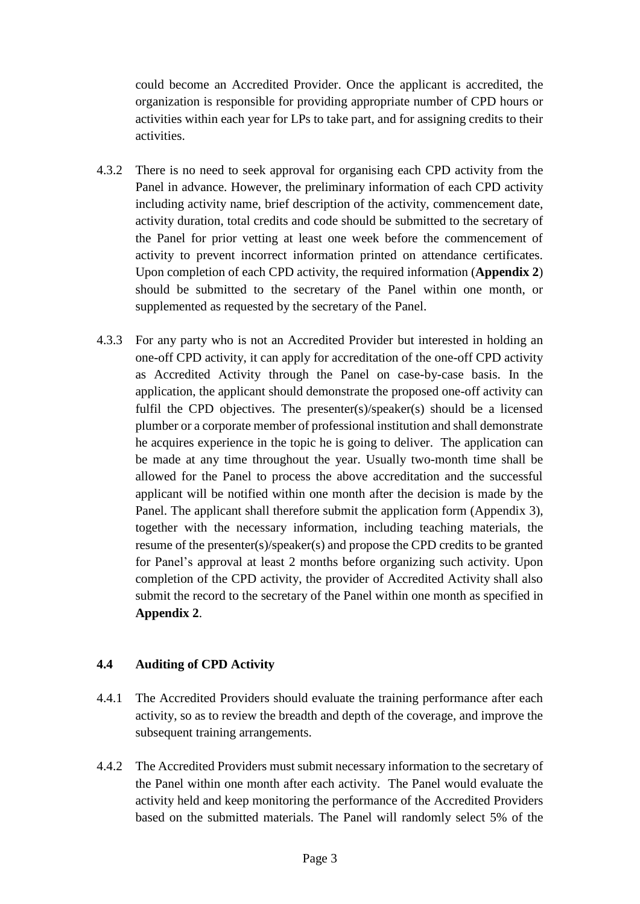could become an Accredited Provider. Once the applicant is accredited, the organization is responsible for providing appropriate number of CPD hours or activities within each year for LPs to take part, and for assigning credits to their activities.

4.3.2 There is no need to seek approval for organising each CPD activity from the Panel in advance. However, the preliminary information of each CPD activity including activity name, brief description of the activity, commencement date, activity duration, total credits and code should be submitted to the secretary of the Panel for prior vetting at least one week before the commencement of activity to prevent incorrect information printed on attendance certificates. Upon completion of each CPD activity, the required information (**Appendix 2**) should be submitted to the secretary of the Panel within one month, or supplemented as requested by the secretary of the Panel.

4.3.3 For any party who is not an Accredited Provider but interested in holding an one-off CPD activity, it can apply for accreditation of the one-off CPD activity as Accredited Activity through the Panel on case-by-case basis. In the application, the applicant should demonstrate the proposed one-off activity can fulfil the CPD objectives. The presenter(s)/speaker(s) should be a licensed plumber or a corporate member of professional institution and shall demonstrate he acquires experience in the topic he is going to deliver. The application can be made at any time throughout the year. Usually two-month time shall be allowed for the Panel to process the above accreditation and the successful applicant will be notified within one month after the decision is made by the Panel. The applicant shall therefore submit the application form (Appendix 3), together with the necessary information, including teaching materials, the resume of the presenter(s)/speaker(s) and propose the CPD credits to be granted for Panel's approval at least 2 months before organizing such activity. Upon completion of the CPD activity, the provider of Accredited Activity shall also submit the record to the secretary of the Panel within one month as specified in **Appendix 2**.

### 4.4 Auditing of CPD Activity

4.4.1 The Accredited Providers should evaluate the training performance after each activity, so as to review the breadth and depth of the coverage, and improve the subsequent training arrangements.

4.4.2 The Accredited Providers must submit necessary information to the secretary of the Panel within one month after each activity. The Panel would evaluate the activity held and keep monitoring the performance of the Accredited Providers based on the submitted materials. The Panel will randomly select 5% of the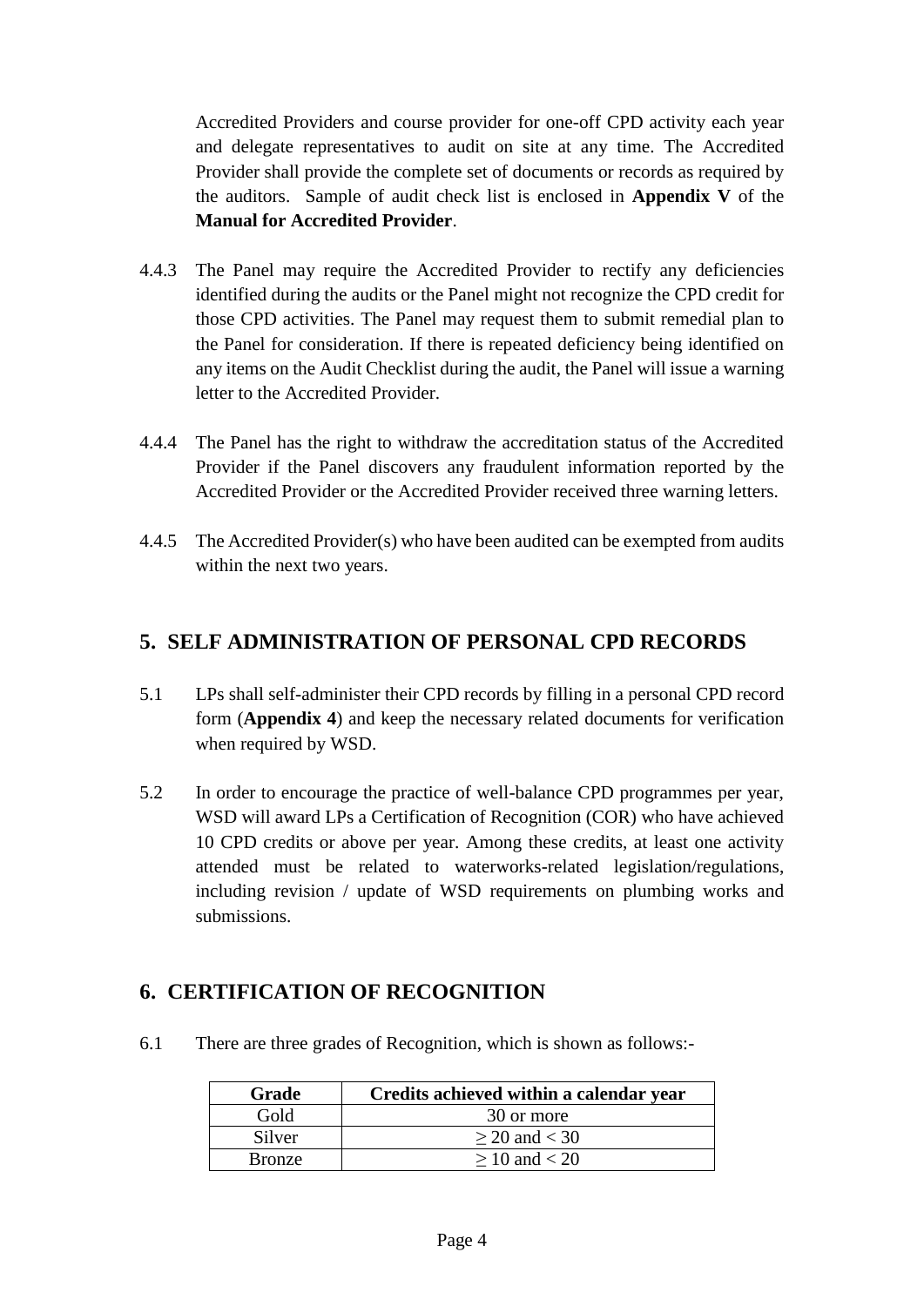Accredited Providers and course provider for one-off CPD activity each year and delegate representatives to audit on site at any time. The Accredited Provider shall provide the complete set of documents or records as required by the auditors. Sample of audit check list is enclosed in **Appendix V** of the **Manual for Accredited Provider**.

4.4.3 The Panel may require the Accredited Provider to rectify any deficiencies identified during the audits or the Panel might not recognize the CPD credit for those CPD activities. The Panel may request them to submit remedial plan to the Panel for consideration. If there is repeated deficiency being identified on any items on the Audit Checklist during the audit, the Panel will issue a warning letter to the Accredited Provider.

4.4.4 The Panel has the right to withdraw the accreditation status of the Accredited Provider if the Panel discovers any fraudulent information reported by the Accredited Provider or the Accredited Provider received three warning letters.

4.4.5 The Accredited Provider(s) who have been audited can be exempted from audits within the next two years.

## 5. SELF ADMINISTRATION OF PERSONAL CPD RECORDS

5.1 LPs shall self-administer their CPD records by filling in a personal CPD record form (**Appendix 4**) and keep the necessary related documents for verification when required by WSD.

5.2 In order to encourage the practice of well-balance CPD programmes per year, WSD will award LPs a Certification of Recognition (COR) who have achieved 10 CPD credits or above per year. Among these credits, at least one activity attended must be related to waterworks-related legislation/regulations, including revision / update of WSD requirements on plumbing works and submissions.

## 6. CERTIFICATION OF RECOGNITION

6.1 There are three grades of Recognition, which is shown as follows:-

| Grade | Credits achieved within a calendar year |
|---|---|
| Gold | 30 or more |
| Silver | $\geq 20$ and $< 30$ |
| Bronze | $\geq 10$ and $< 20$ |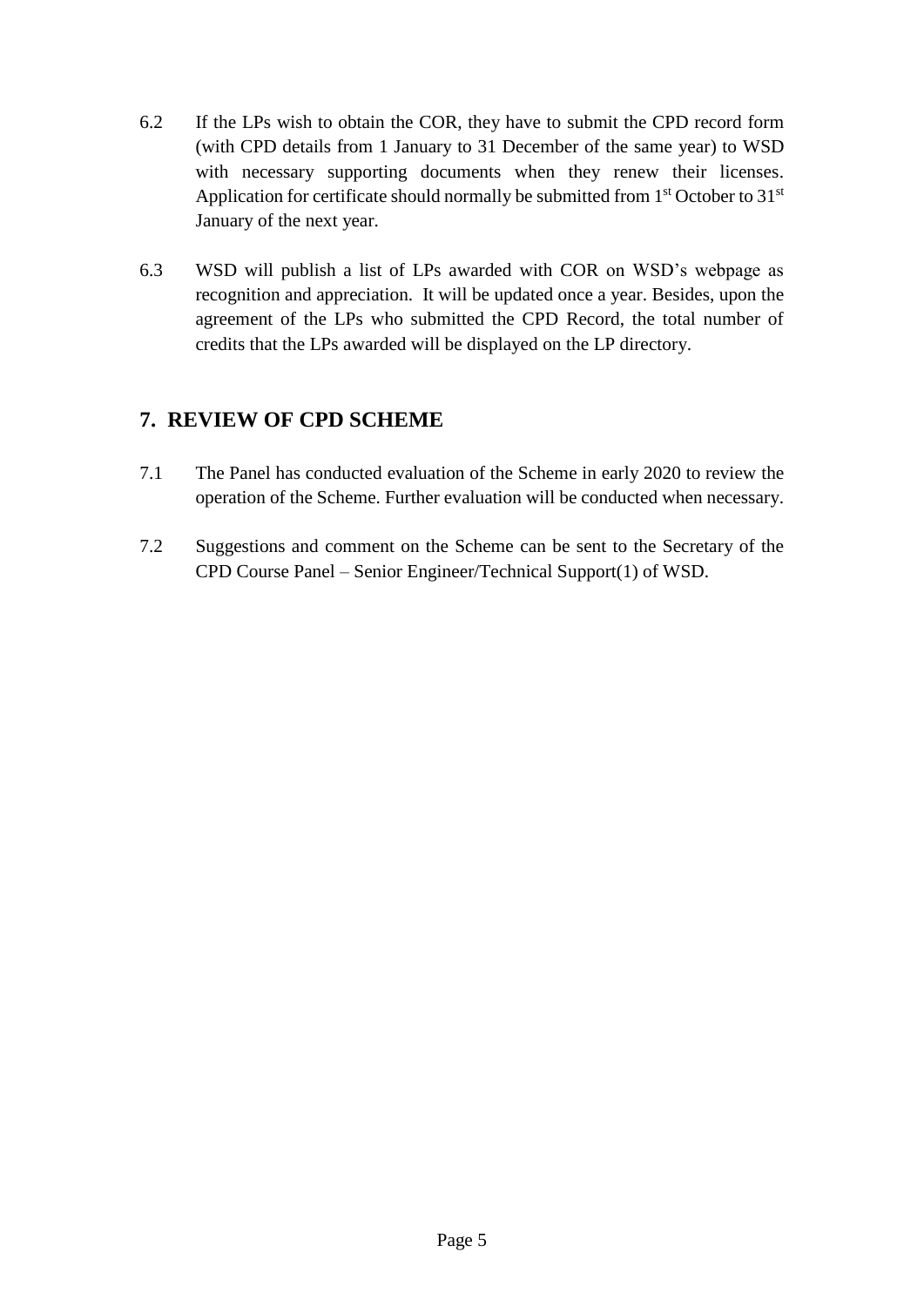6.2 If the LPs wish to obtain the COR, they have to submit the CPD record form (with CPD details from 1 January to 31 December of the same year) to WSD with necessary supporting documents when they renew their licenses. Application for certificate should normally be submitted from 1st October to 31st January of the next year.

6.3 WSD will publish a list of LPs awarded with COR on WSD's webpage as recognition and appreciation. It will be updated once a year. Besides, upon the agreement of the LPs who submitted the CPD Record, the total number of credits that the LPs awarded will be displayed on the LP directory.

## 7. REVIEW OF CPD SCHEME

7.1 The Panel has conducted evaluation of the Scheme in early 2020 to review the operation of the Scheme. Further evaluation will be conducted when necessary.

7.2 Suggestions and comment on the Scheme can be sent to the Secretary of the CPD Course Panel – Senior Engineer/Technical Support(1) of WSD.